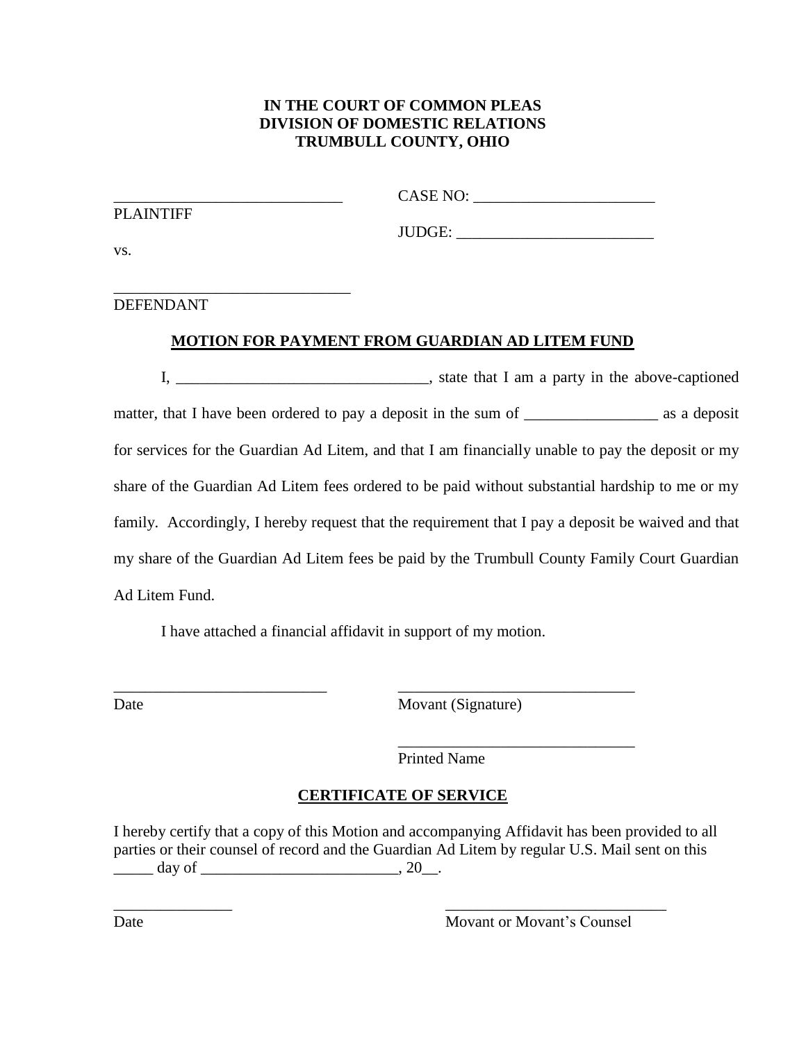**IN THE COURT OF COMMON PLEAS**
**DIVISION OF DOMESTIC RELATIONS**
**TRUMBULL COUNTY, OHIO**

____________________________ CASE NO: ______________________

PLAINTIFF

JUDGE: ________________________

vs.

______________________________

DEFENDANT

**MOTION FOR PAYMENT FROM GUARDIAN AD LITEM FUND**

I, ______________________________, state that I am a party in the above-captioned matter, that I have been ordered to pay a deposit in the sum of ________________ as a deposit for services for the Guardian Ad Litem, and that I am financially unable to pay the deposit or my share of the Guardian Ad Litem fees ordered to be paid without substantial hardship to me or my family. Accordingly, I hereby request that the requirement that I pay a deposit be waived and that my share of the Guardian Ad Litem fees be paid by the Trumbull County Family Court Guardian Ad Litem Fund.

I have attached a financial affidavit in support of my motion.

___________________________ ______________________________

Date Movant (Signature)

______________________________

Printed Name

**CERTIFICATE OF SERVICE**

I hereby certify that a copy of this Motion and accompanying Affidavit has been provided to all parties or their counsel of record and the Guardian Ad Litem by regular U.S. Mail sent on this _____ day of ________________________, 20__.

_______________ ____________________________

Date Movant or Movant's Counsel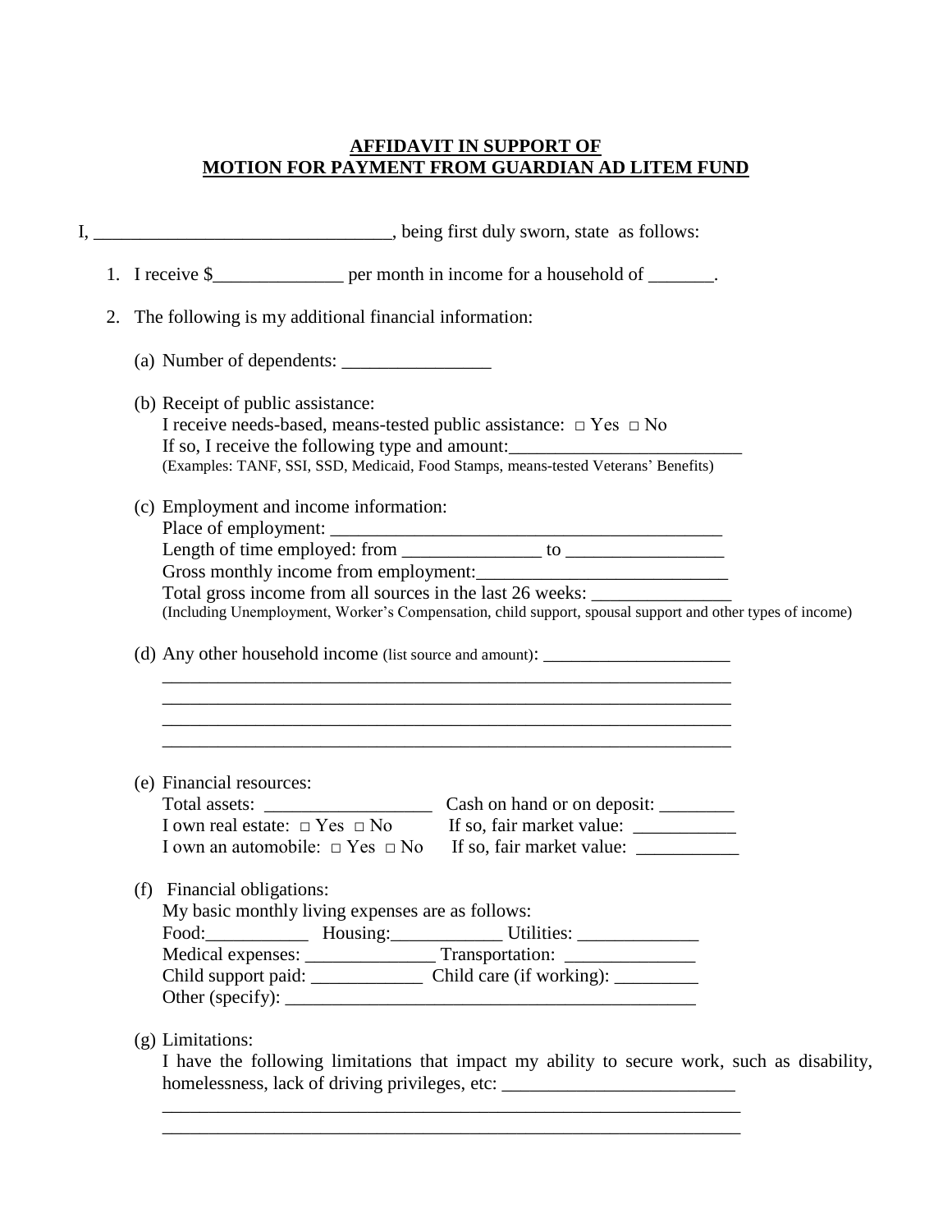**AFFIDAVIT IN SUPPORT OF**
**MOTION FOR PAYMENT FROM GUARDIAN AD LITEM FUND**

I, _______________________________, being first duly sworn, state as follows:

1. I receive $______________ per month in income for a household of _______.

2. The following is my additional financial information:

   (a) Number of dependents: ________________

   (b) Receipt of public assistance:
   I receive needs-based, means-tested public assistance: □ Yes □ No
   If so, I receive the following type and amount:_________________________
   (Examples: TANF, SSI, SSD, Medicaid, Food Stamps, means-tested Veterans' Benefits)

   (c) Employment and income information:
   Place of employment: ___________________________________________
   Length of time employed: from _______________ to _________________
   Gross monthly income from employment:___________________________
   Total gross income from all sources in the last 26 weeks: _______________
   (Including Unemployment, Worker's Compensation, child support, spousal support and other types of income)

   (d) Any other household income (list source and amount): ____________________
   _______________________________________________________________
   _______________________________________________________________
   _______________________________________________________________
   _______________________________________________________________

   (e) Financial resources:
   Total assets: __________________ Cash on hand or on deposit: ________
   I own real estate: □ Yes □ No If so, fair market value: ___________
   I own an automobile: □ Yes □ No If so, fair market value: ___________

   (f) Financial obligations:
   My basic monthly living expenses are as follows:
   Food:___________ Housing:____________ Utilities: _____________
   Medical expenses: ______________ Transportation: ______________
   Child support paid: ____________ Child care (if working): _________
   Other (specify): ______________________________________________

   (g) Limitations:
   I have the following limitations that impact my ability to secure work, such as disability, homelessness, lack of driving privileges, etc: _________________________
   _______________________________________________________________
   _______________________________________________________________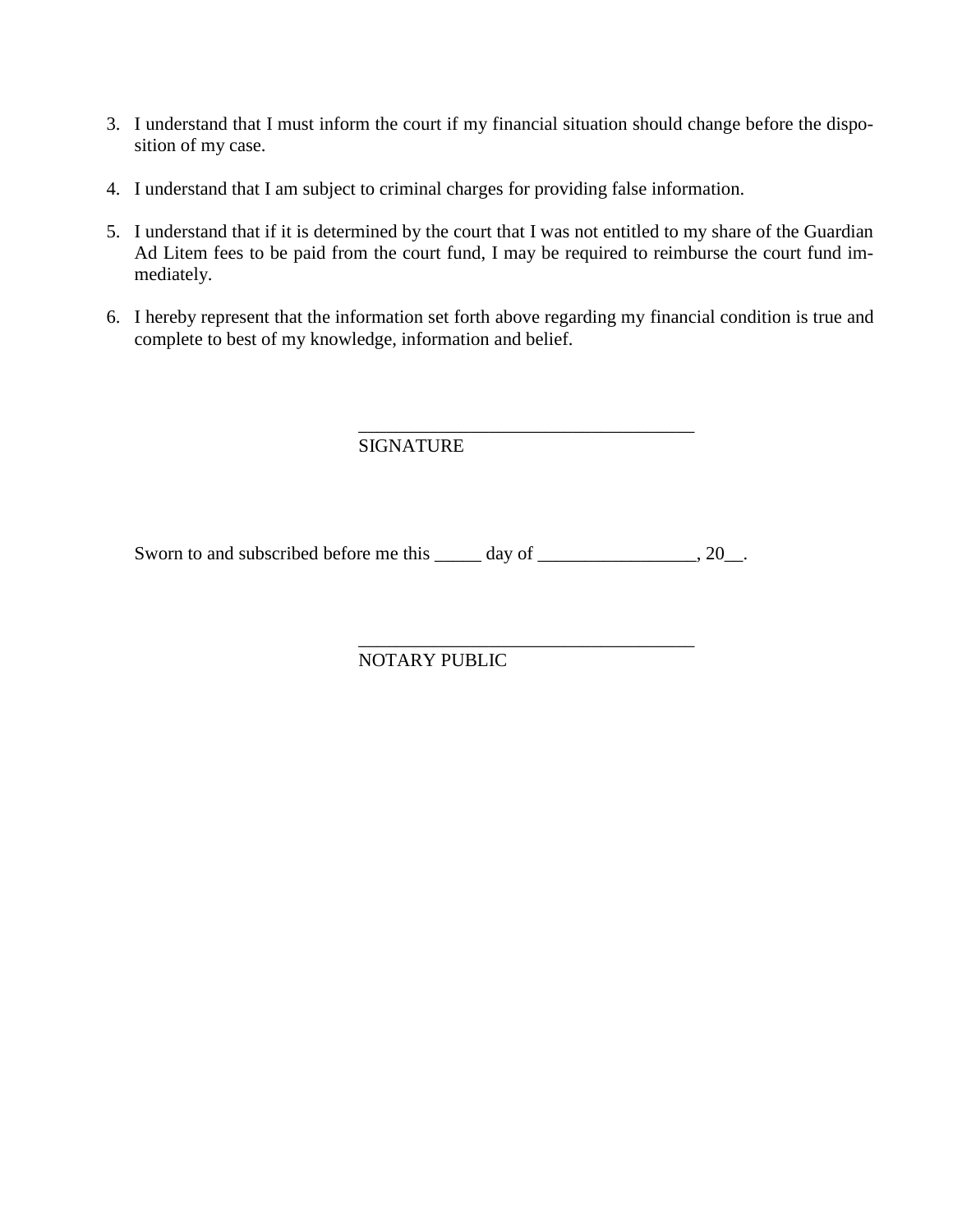3. I understand that I must inform the court if my financial situation should change before the disposition of my case.

4. I understand that I am subject to criminal charges for providing false information.

5. I understand that if it is determined by the court that I was not entitled to my share of the Guardian Ad Litem fees to be paid from the court fund, I may be required to reimburse the court fund immediately.

6. I hereby represent that the information set forth above regarding my financial condition is true and complete to best of my knowledge, information and belief.

_____________________________________
SIGNATURE

Sworn to and subscribed before me this _____ day of _________________, 20__.

_____________________________________
NOTARY PUBLIC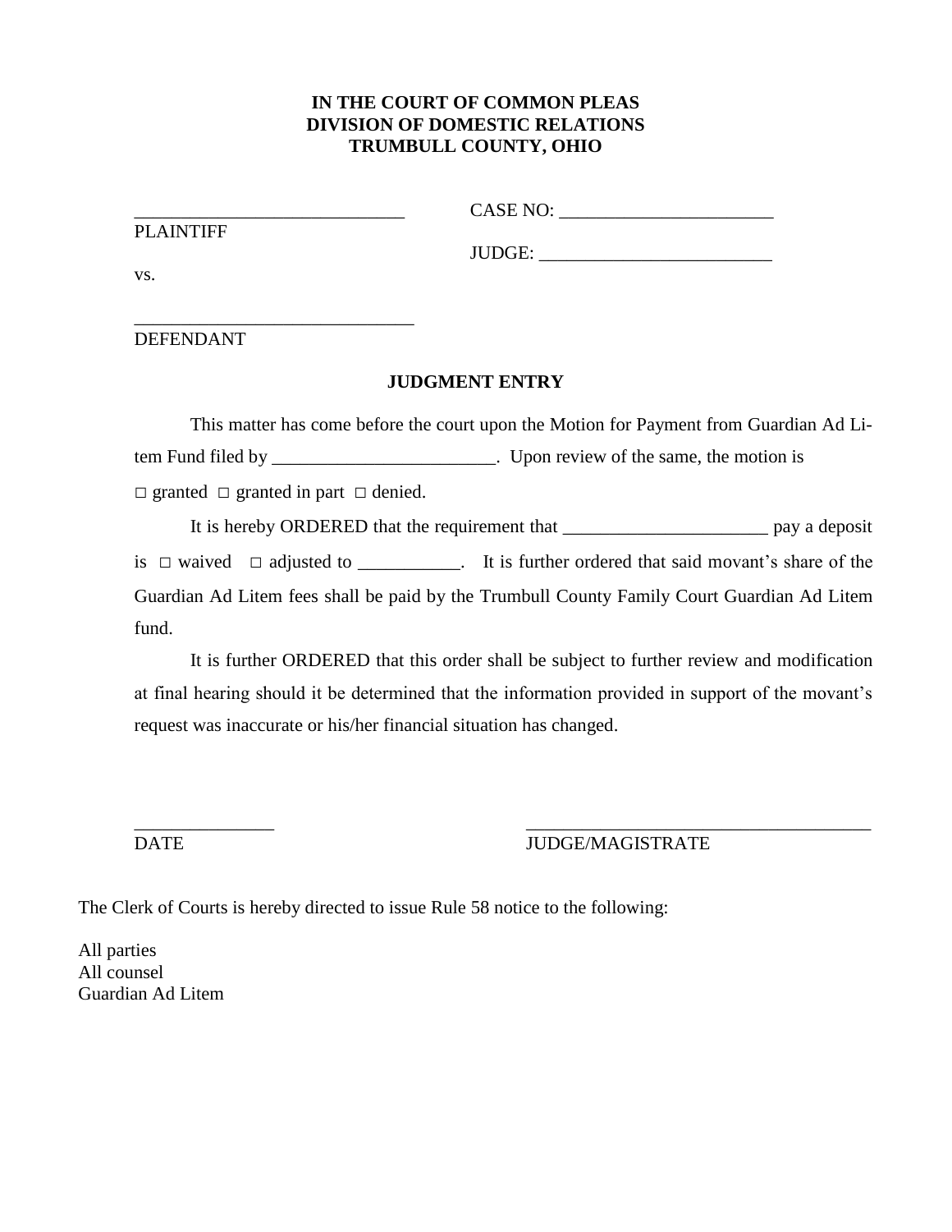**IN THE COURT OF COMMON PLEAS**
**DIVISION OF DOMESTIC RELATIONS**
**TRUMBULL COUNTY, OHIO**

_____________________________ CASE NO: _______________________
PLAINTIFF

JUDGE: _________________________

vs.

______________________________
DEFENDANT

**JUDGMENT ENTRY**

This matter has come before the court upon the Motion for Payment from Guardian Ad Litem Fund filed by ________________________. Upon review of the same, the motion is

□ granted □ granted in part □ denied.

It is hereby ORDERED that the requirement that ______________________ pay a deposit is □ waived □ adjusted to ___________. It is further ordered that said movant's share of the Guardian Ad Litem fees shall be paid by the Trumbull County Family Court Guardian Ad Litem fund.

It is further ORDERED that this order shall be subject to further review and modification at final hearing should it be determined that the information provided in support of the movant's request was inaccurate or his/her financial situation has changed.

_______________ _____________________________________
DATE JUDGE/MAGISTRATE

The Clerk of Courts is hereby directed to issue Rule 58 notice to the following:

All parties
All counsel
Guardian Ad Litem